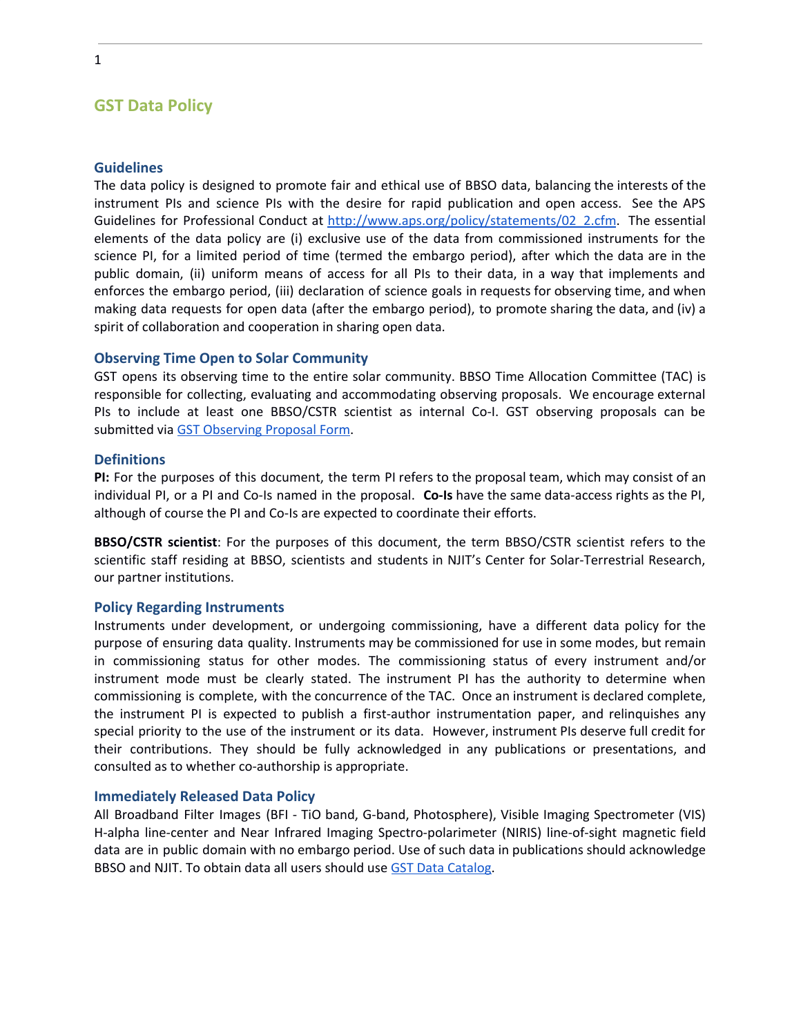# GST Data Policy

## Guidelines

The data policy is designed to promote fair and ethical use of BBSO data, balancing the interests of the instrument PIs and science PIs with the desire for rapid publication and open access. See the APS Guidelines for Professional Conduct at [http://www.aps.org/policy/statements/02_2.cfm](http://www.aps.org/policy/statements/02_2.cfm). The essential elements of the data policy are (i) exclusive use of the data from commissioned instruments for the science PI, for a limited period of time (termed the embargo period), after which the data are in the public domain, (ii) uniform means of access for all PIs to their data, in a way that implements and enforces the embargo period, (iii) declaration of science goals in requests for observing time, and when making data requests for open data (after the embargo period), to promote sharing the data, and (iv) a spirit of collaboration and cooperation in sharing open data.

## Observing Time Open to Solar Community

GST opens its observing time to the entire solar community. BBSO Time Allocation Committee (TAC) is responsible for collecting, evaluating and accommodating observing proposals. We encourage external PIs to include at least one BBSO/CSTR scientist as internal Co-I. GST observing proposals can be submitted via GST Observing Proposal Form.

## Definitions

**PI:** For the purposes of this document, the term PI refers to the proposal team, which may consist of an individual PI, or a PI and Co-Is named in the proposal. **Co-Is** have the same data-access rights as the PI, although of course the PI and Co-Is are expected to coordinate their efforts.

**BBSO/CSTR scientist**: For the purposes of this document, the term BBSO/CSTR scientist refers to the scientific staff residing at BBSO, scientists and students in NJIT's Center for Solar-Terrestrial Research, our partner institutions.

## Policy Regarding Instruments

Instruments under development, or undergoing commissioning, have a different data policy for the purpose of ensuring data quality. Instruments may be commissioned for use in some modes, but remain in commissioning status for other modes. The commissioning status of every instrument and/or instrument mode must be clearly stated. The instrument PI has the authority to determine when commissioning is complete, with the concurrence of the TAC. Once an instrument is declared complete, the instrument PI is expected to publish a first-author instrumentation paper, and relinquishes any special priority to the use of the instrument or its data. However, instrument PIs deserve full credit for their contributions. They should be fully acknowledged in any publications or presentations, and consulted as to whether co-authorship is appropriate.

## Immediately Released Data Policy

All Broadband Filter Images (BFI - TiO band, G-band, Photosphere), Visible Imaging Spectrometer (VIS) H-alpha line-center and Near Infrared Imaging Spectro-polarimeter (NIRIS) line-of-sight magnetic field data are in public domain with no embargo period. Use of such data in publications should acknowledge BBSO and NJIT. To obtain data all users should use GST Data Catalog.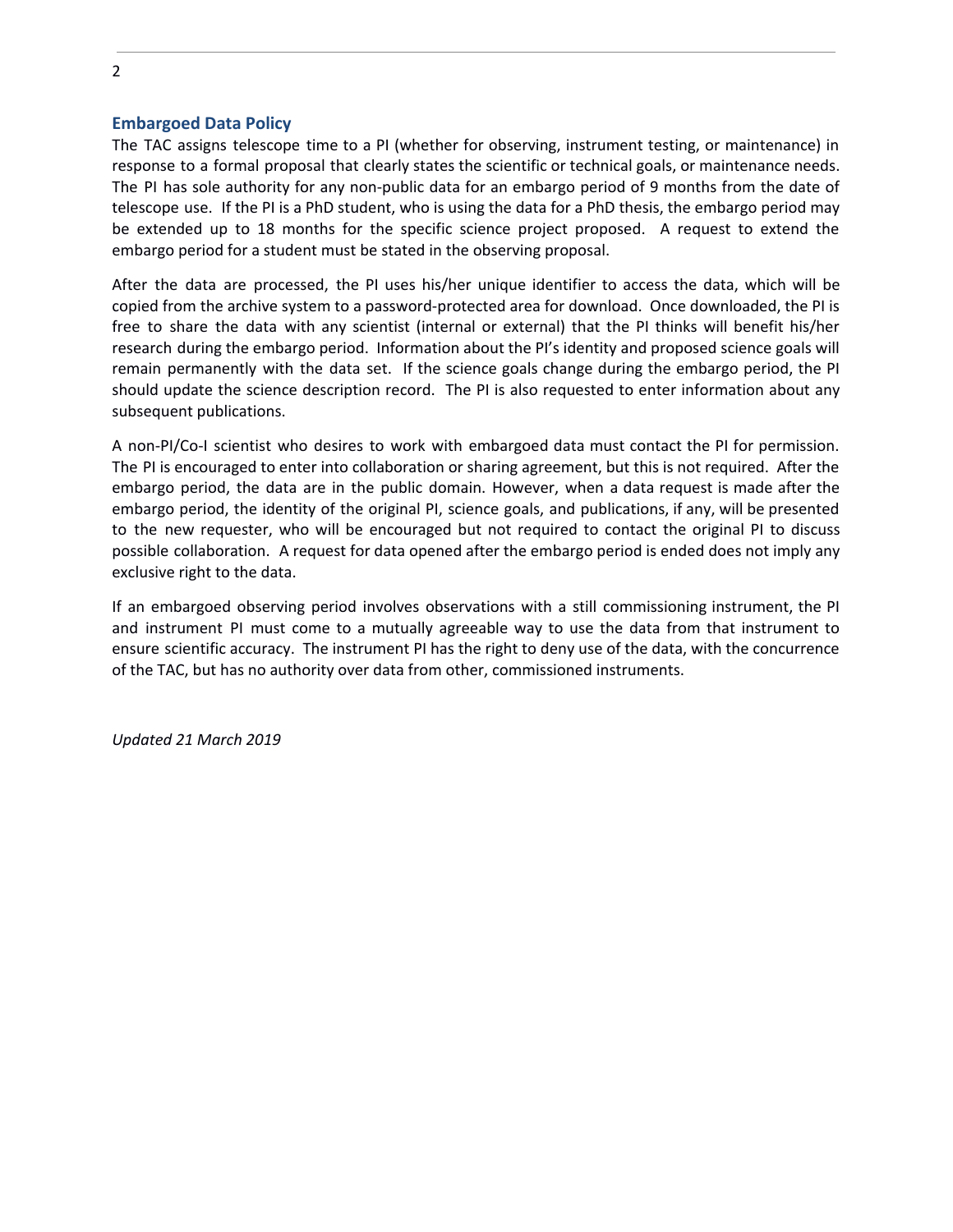## Embargoed Data Policy

The TAC assigns telescope time to a PI (whether for observing, instrument testing, or maintenance) in response to a formal proposal that clearly states the scientific or technical goals, or maintenance needs. The PI has sole authority for any non-public data for an embargo period of 9 months from the date of telescope use. If the PI is a PhD student, who is using the data for a PhD thesis, the embargo period may be extended up to 18 months for the specific science project proposed. A request to extend the embargo period for a student must be stated in the observing proposal.

After the data are processed, the PI uses his/her unique identifier to access the data, which will be copied from the archive system to a password-protected area for download. Once downloaded, the PI is free to share the data with any scientist (internal or external) that the PI thinks will benefit his/her research during the embargo period. Information about the PI's identity and proposed science goals will remain permanently with the data set. If the science goals change during the embargo period, the PI should update the science description record. The PI is also requested to enter information about any subsequent publications.

A non-PI/Co-I scientist who desires to work with embargoed data must contact the PI for permission. The PI is encouraged to enter into collaboration or sharing agreement, but this is not required. After the embargo period, the data are in the public domain. However, when a data request is made after the embargo period, the identity of the original PI, science goals, and publications, if any, will be presented to the new requester, who will be encouraged but not required to contact the original PI to discuss possible collaboration. A request for data opened after the embargo period is ended does not imply any exclusive right to the data.

If an embargoed observing period involves observations with a still commissioning instrument, the PI and instrument PI must come to a mutually agreeable way to use the data from that instrument to ensure scientific accuracy. The instrument PI has the right to deny use of the data, with the concurrence of the TAC, but has no authority over data from other, commissioned instruments.

*Updated 21 March 2019*